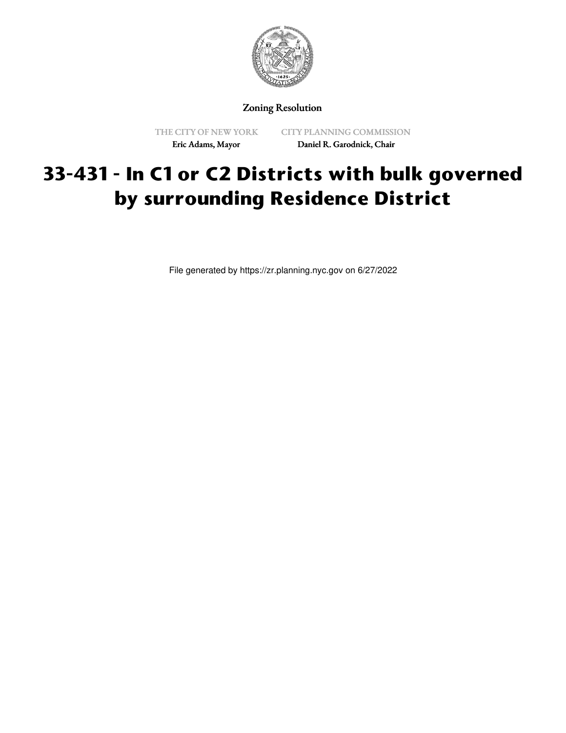Zoning Resolution

THE CITY OF NEW YORK
Eric Adams, Mayor

CITY PLANNING COMMISSION
Daniel R. Garodnick, Chair

# 33-431 - In C1 or C2 Districts with bulk governed by surrounding Residence District

File generated by https://zr.planning.nyc.gov on 6/27/2022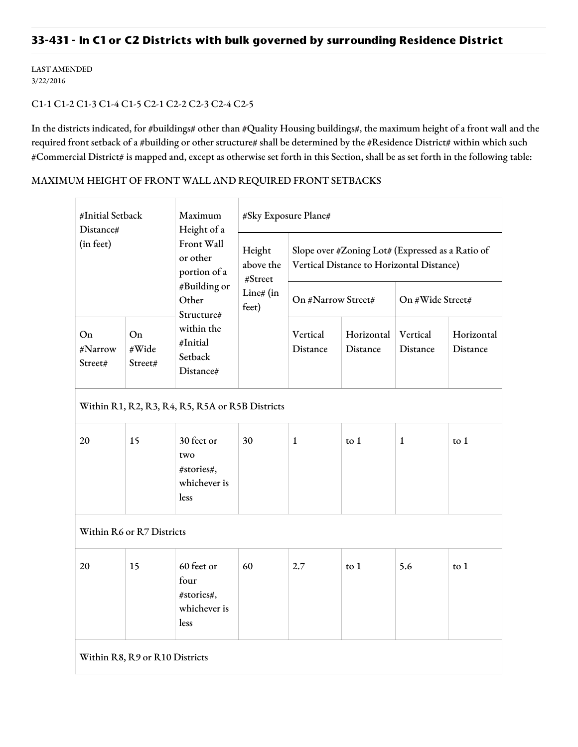## 33-431 - In C1 or C2 Districts with bulk governed by surrounding Residence District

LAST AMENDED
3/22/2016

C1-1 C1-2 C1-3 C1-4 C1-5 C2-1 C2-2 C2-3 C2-4 C2-5

In the districts indicated, for #buildings# other than #Quality Housing buildings#, the maximum height of a front wall and the required front setback of a #building or other structure# shall be determined by the #Residence District# within which such #Commercial District# is mapped and, except as otherwise set forth in this Section, shall be as set forth in the following table:

MAXIMUM HEIGHT OF FRONT WALL AND REQUIRED FRONT SETBACKS

| #Initial Setback Distance# (in feet) | | Maximum Height of a Front Wall or other portion of a #Building or Other Structure# within the #Initial Setback Distance# | #Sky Exposure Plane# | | | | |
|---|---|---|---|---|---|---|---|
| | | | Height above the #Street Line# (in feet) | Slope over #Zoning Lot# (Expressed as a Ratio of Vertical Distance to Horizontal Distance) | | | |
| | | | | On #Narrow Street# | | On #Wide Street# | |
| On #Narrow Street# | On #Wide Street# | | | Vertical Distance | Horizontal Distance | Vertical Distance | Horizontal Distance |
| Within R1, R2, R3, R4, R5, R5A or R5B Districts | | | | | | | |
| 20 | 15 | 30 feet or two #stories#, whichever is less | 30 | 1 | to 1 | 1 | to 1 |
| Within R6 or R7 Districts | | | | | | | |
| 20 | 15 | 60 feet or four #stories#, whichever is less | 60 | 2.7 | to 1 | 5.6 | to 1 |
| Within R8, R9 or R10 Districts | | | | | | | |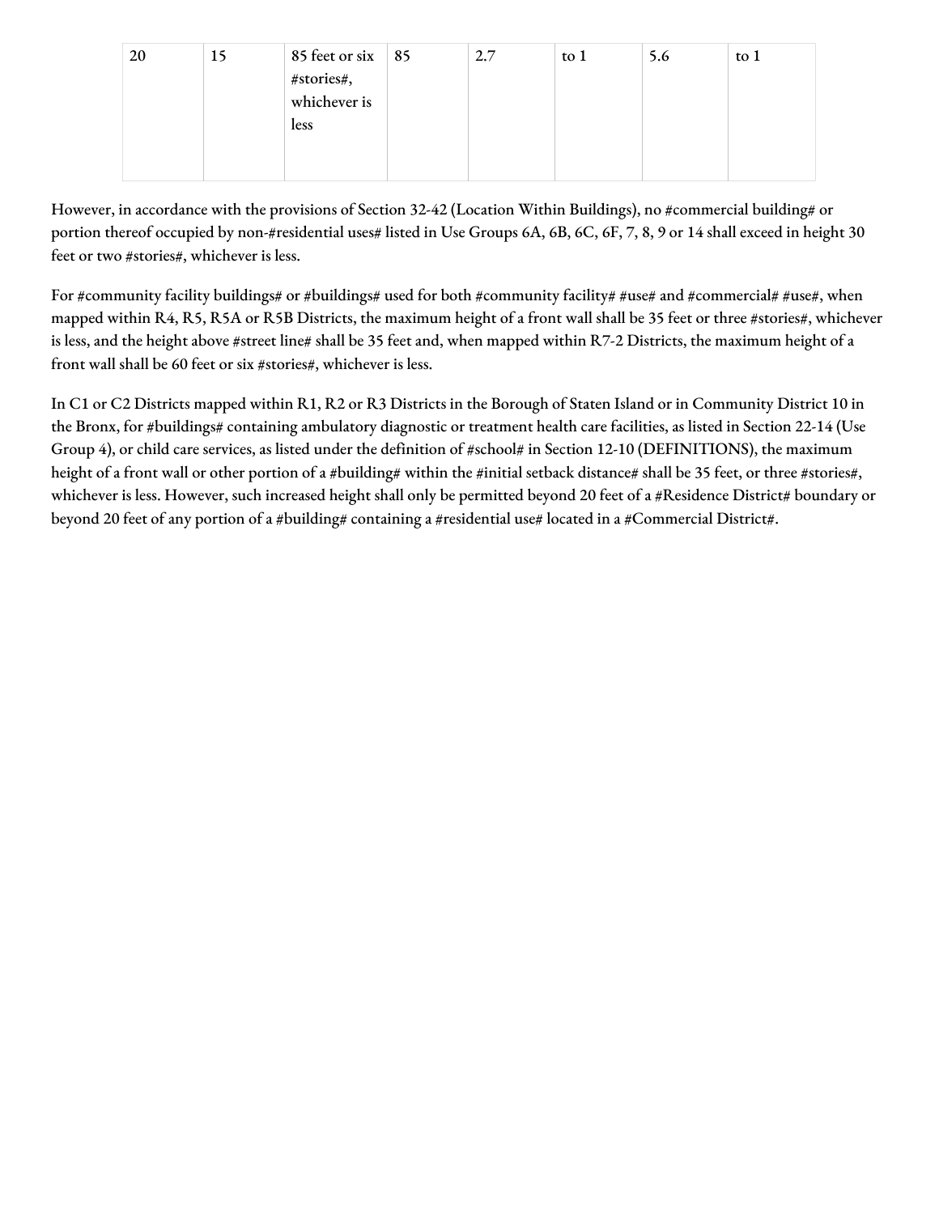| | | | | | | | |
|---|---|---|---|---|---|---|---|
| 20 | 15 | 85 feet or six #stories#, whichever is less | 85 | 2.7 | to 1 | 5.6 | to 1 |

However, in accordance with the provisions of Section 32-42 (Location Within Buildings), no #commercial building# or portion thereof occupied by non-#residential uses# listed in Use Groups 6A, 6B, 6C, 6F, 7, 8, 9 or 14 shall exceed in height 30 feet or two #stories#, whichever is less.

For #community facility buildings# or #buildings# used for both #community facility# #use# and #commercial# #use#, when mapped within R4, R5, R5A or R5B Districts, the maximum height of a front wall shall be 35 feet or three #stories#, whichever is less, and the height above #street line# shall be 35 feet and, when mapped within R7-2 Districts, the maximum height of a front wall shall be 60 feet or six #stories#, whichever is less.

In C1 or C2 Districts mapped within R1, R2 or R3 Districts in the Borough of Staten Island or in Community District 10 in the Bronx, for #buildings# containing ambulatory diagnostic or treatment health care facilities, as listed in Section 22-14 (Use Group 4), or child care services, as listed under the definition of #school# in Section 12-10 (DEFINITIONS), the maximum height of a front wall or other portion of a #building# within the #initial setback distance# shall be 35 feet, or three #stories#, whichever is less. However, such increased height shall only be permitted beyond 20 feet of a #Residence District# boundary or beyond 20 feet of any portion of a #building# containing a #residential use# located in a #Commercial District#.